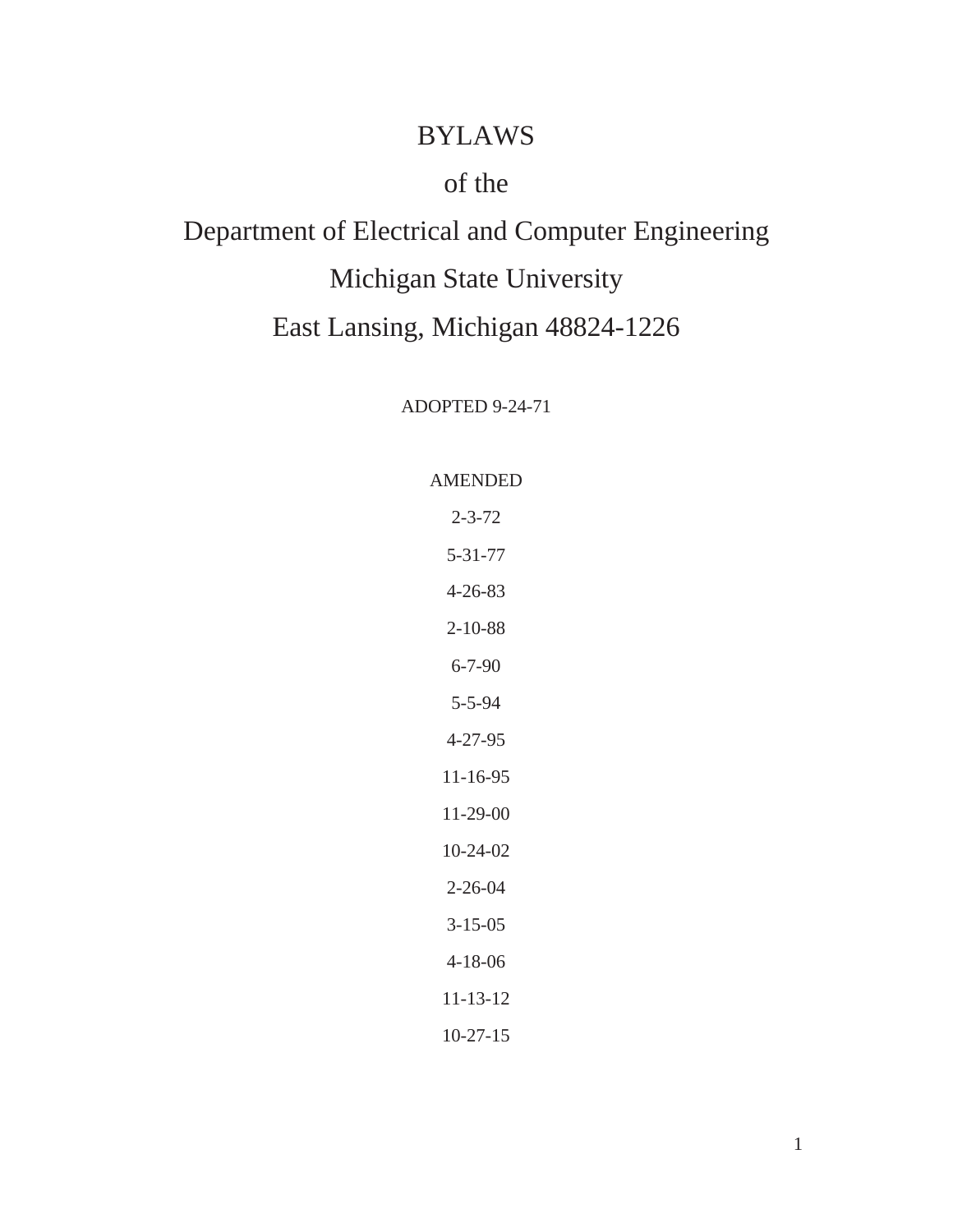# BYLAWS

# of the

# Department of Electrical and Computer Engineering

# Michigan State University

# East Lansing, Michigan 48824-1226

ADOPTED 9-24-71

AMENDED

2-3-72

5-31-77

4-26-83

2-10-88

6-7-90

5-5-94

4-27-95

11-16-95

11-29-00

10-24-02

2-26-04

3-15-05

4-18-06

11-13-12

10-27-15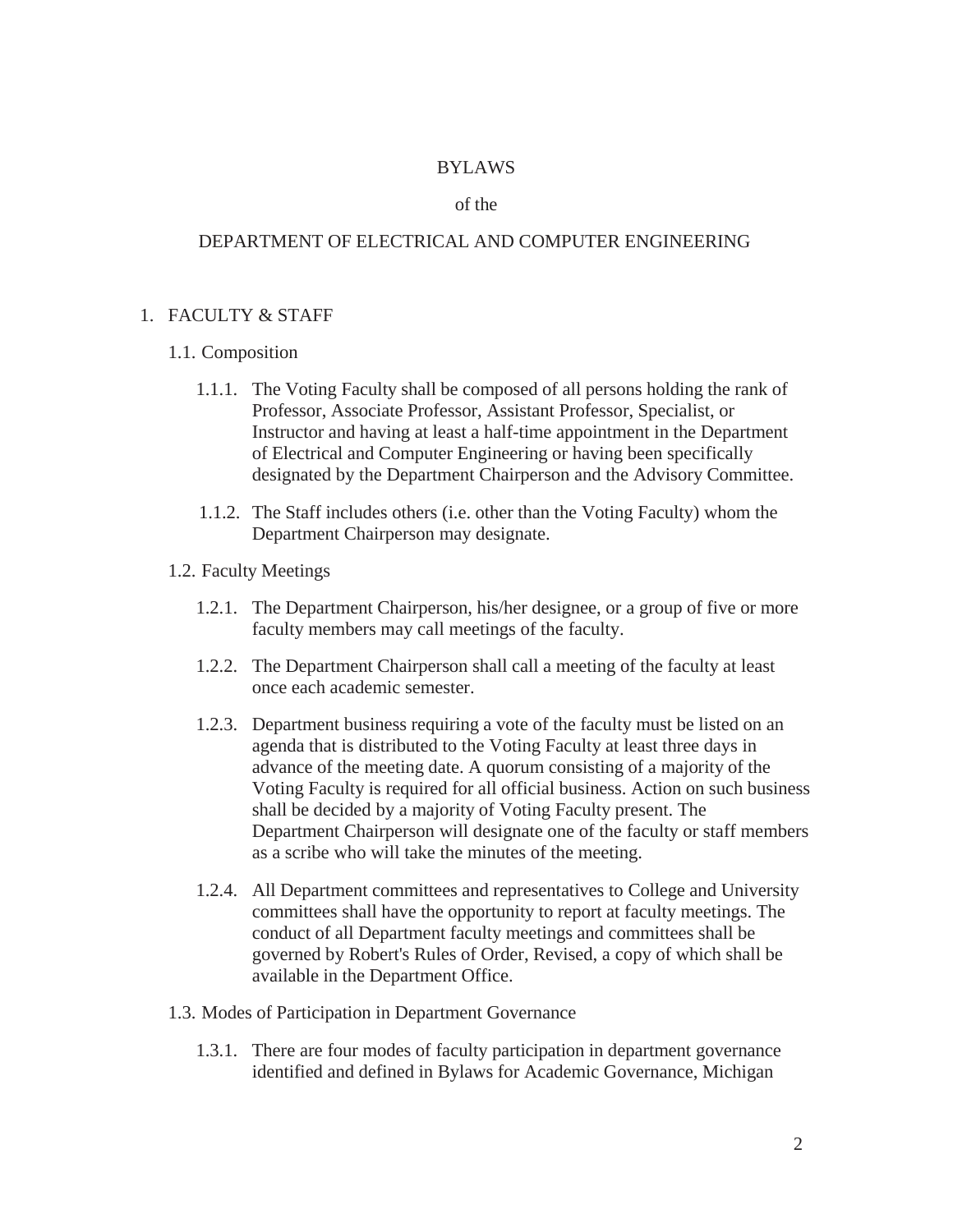# BYLAWS

of the

DEPARTMENT OF ELECTRICAL AND COMPUTER ENGINEERING

## 1. FACULTY & STAFF

### 1.1. Composition

1.1.1. The Voting Faculty shall be composed of all persons holding the rank of Professor, Associate Professor, Assistant Professor, Specialist, or Instructor and having at least a half-time appointment in the Department of Electrical and Computer Engineering or having been specifically designated by the Department Chairperson and the Advisory Committee.

1.1.2. The Staff includes others (i.e. other than the Voting Faculty) whom the Department Chairperson may designate.

### 1.2. Faculty Meetings

1.2.1. The Department Chairperson, his/her designee, or a group of five or more faculty members may call meetings of the faculty.

1.2.2. The Department Chairperson shall call a meeting of the faculty at least once each academic semester.

1.2.3. Department business requiring a vote of the faculty must be listed on an agenda that is distributed to the Voting Faculty at least three days in advance of the meeting date. A quorum consisting of a majority of the Voting Faculty is required for all official business. Action on such business shall be decided by a majority of Voting Faculty present. The Department Chairperson will designate one of the faculty or staff members as a scribe who will take the minutes of the meeting.

1.2.4. All Department committees and representatives to College and University committees shall have the opportunity to report at faculty meetings. The conduct of all Department faculty meetings and committees shall be governed by Robert's Rules of Order, Revised, a copy of which shall be available in the Department Office.

### 1.3. Modes of Participation in Department Governance

1.3.1. There are four modes of faculty participation in department governance identified and defined in Bylaws for Academic Governance, Michigan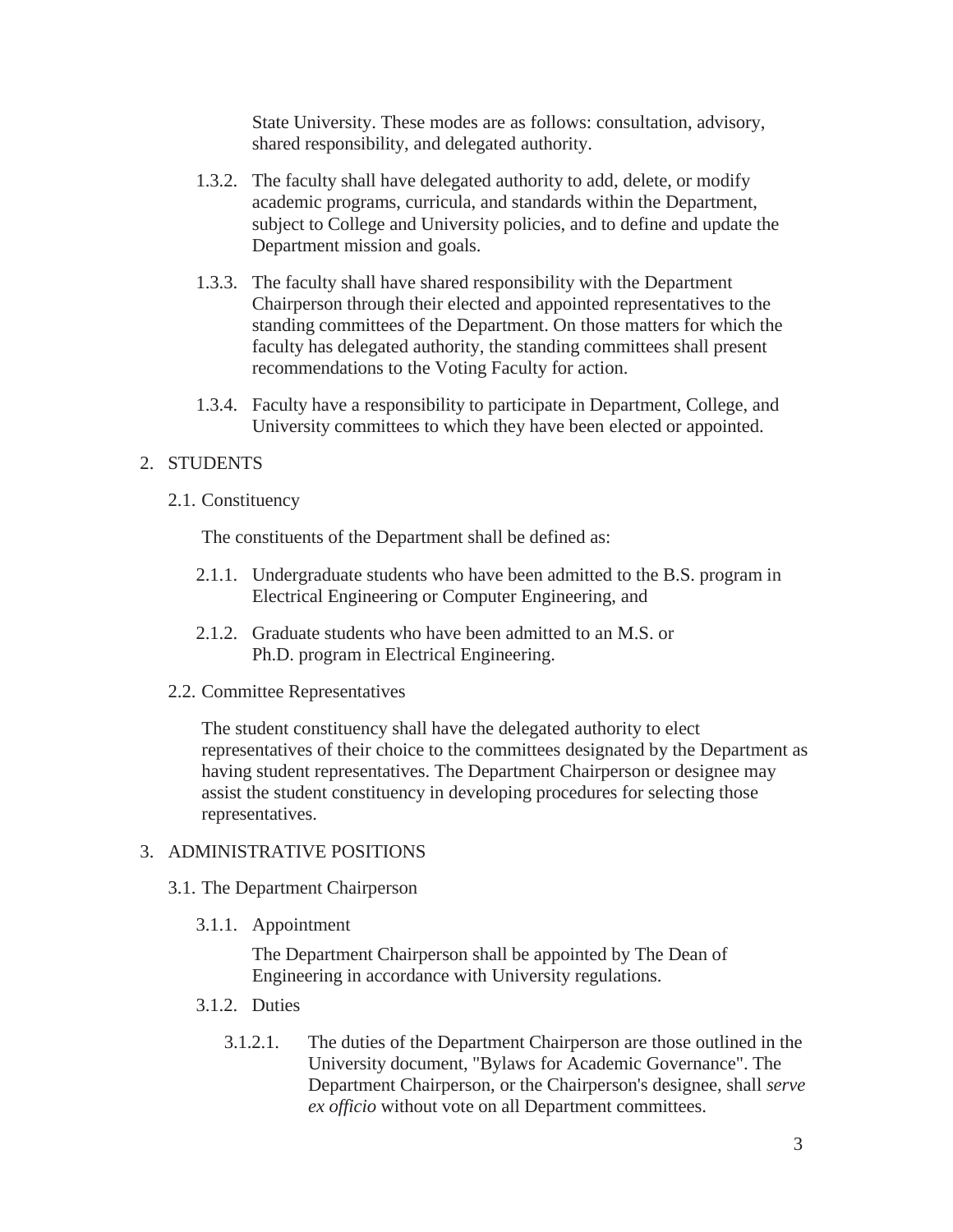State University. These modes are as follows: consultation, advisory, shared responsibility, and delegated authority.

1.3.2. The faculty shall have delegated authority to add, delete, or modify academic programs, curricula, and standards within the Department, subject to College and University policies, and to define and update the Department mission and goals.

1.3.3. The faculty shall have shared responsibility with the Department Chairperson through their elected and appointed representatives to the standing committees of the Department. On those matters for which the faculty has delegated authority, the standing committees shall present recommendations to the Voting Faculty for action.

1.3.4. Faculty have a responsibility to participate in Department, College, and University committees to which they have been elected or appointed.

## 2. STUDENTS

### 2.1. Constituency

The constituents of the Department shall be defined as:

2.1.1. Undergraduate students who have been admitted to the B.S. program in Electrical Engineering or Computer Engineering, and

2.1.2. Graduate students who have been admitted to an M.S. or Ph.D. program in Electrical Engineering.

### 2.2. Committee Representatives

The student constituency shall have the delegated authority to elect representatives of their choice to the committees designated by the Department as having student representatives. The Department Chairperson or designee may assist the student constituency in developing procedures for selecting those representatives.

## 3. ADMINISTRATIVE POSITIONS

### 3.1. The Department Chairperson

#### 3.1.1. Appointment

The Department Chairperson shall be appointed by The Dean of Engineering in accordance with University regulations.

#### 3.1.2. Duties

3.1.2.1. The duties of the Department Chairperson are those outlined in the University document, "Bylaws for Academic Governance". The Department Chairperson, or the Chairperson's designee, shall *serve ex officio* without vote on all Department committees.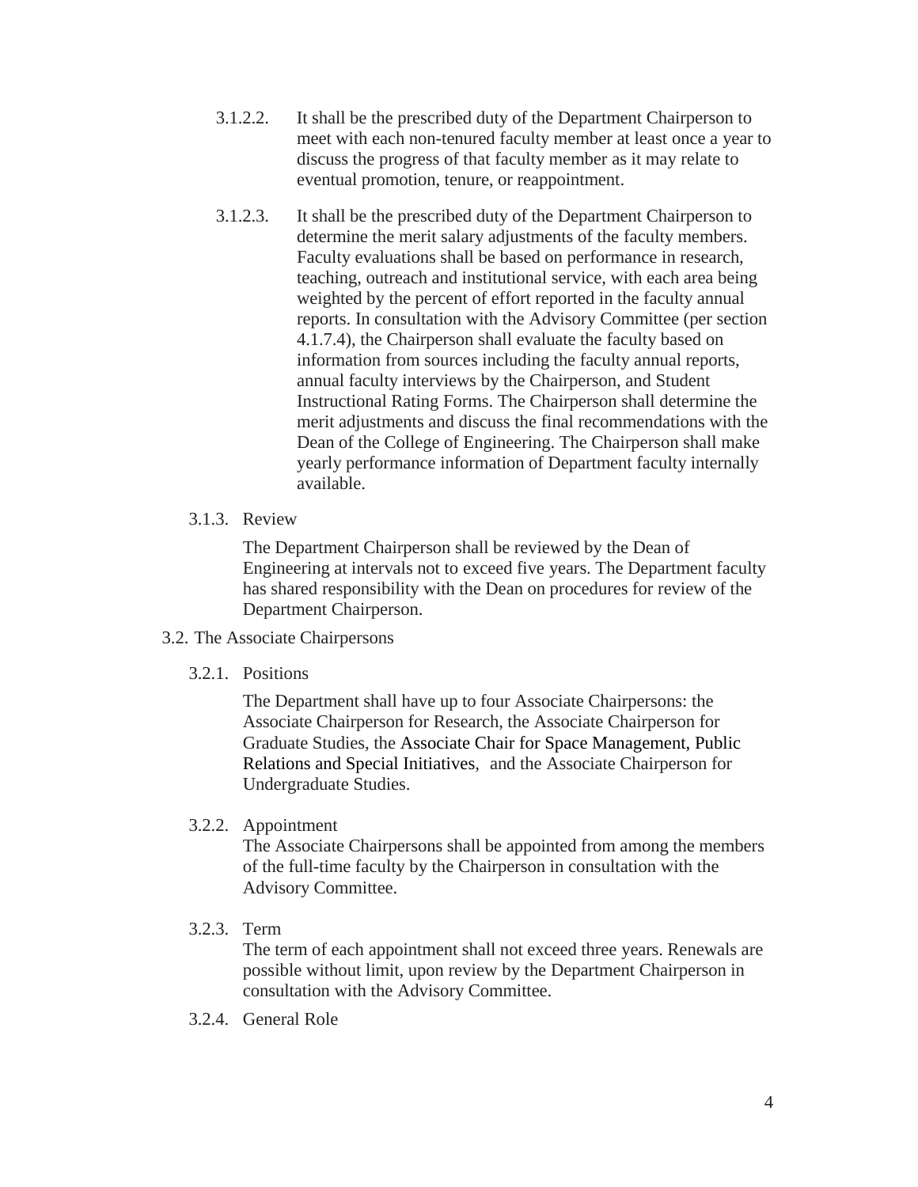3.1.2.2. It shall be the prescribed duty of the Department Chairperson to meet with each non-tenured faculty member at least once a year to discuss the progress of that faculty member as it may relate to eventual promotion, tenure, or reappointment.

3.1.2.3. It shall be the prescribed duty of the Department Chairperson to determine the merit salary adjustments of the faculty members. Faculty evaluations shall be based on performance in research, teaching, outreach and institutional service, with each area being weighted by the percent of effort reported in the faculty annual reports. In consultation with the Advisory Committee (per section 4.1.7.4), the Chairperson shall evaluate the faculty based on information from sources including the faculty annual reports, annual faculty interviews by the Chairperson, and Student Instructional Rating Forms. The Chairperson shall determine the merit adjustments and discuss the final recommendations with the Dean of the College of Engineering. The Chairperson shall make yearly performance information of Department faculty internally available.

3.1.3. Review

The Department Chairperson shall be reviewed by the Dean of Engineering at intervals not to exceed five years. The Department faculty has shared responsibility with the Dean on procedures for review of the Department Chairperson.

3.2. The Associate Chairpersons

3.2.1. Positions

The Department shall have up to four Associate Chairpersons: the Associate Chairperson for Research, the Associate Chairperson for Graduate Studies, the Associate Chair for Space Management, Public Relations and Special Initiatives, and the Associate Chairperson for Undergraduate Studies.

3.2.2. Appointment

The Associate Chairpersons shall be appointed from among the members of the full-time faculty by the Chairperson in consultation with the Advisory Committee.

3.2.3. Term

The term of each appointment shall not exceed three years. Renewals are possible without limit, upon review by the Department Chairperson in consultation with the Advisory Committee.

3.2.4. General Role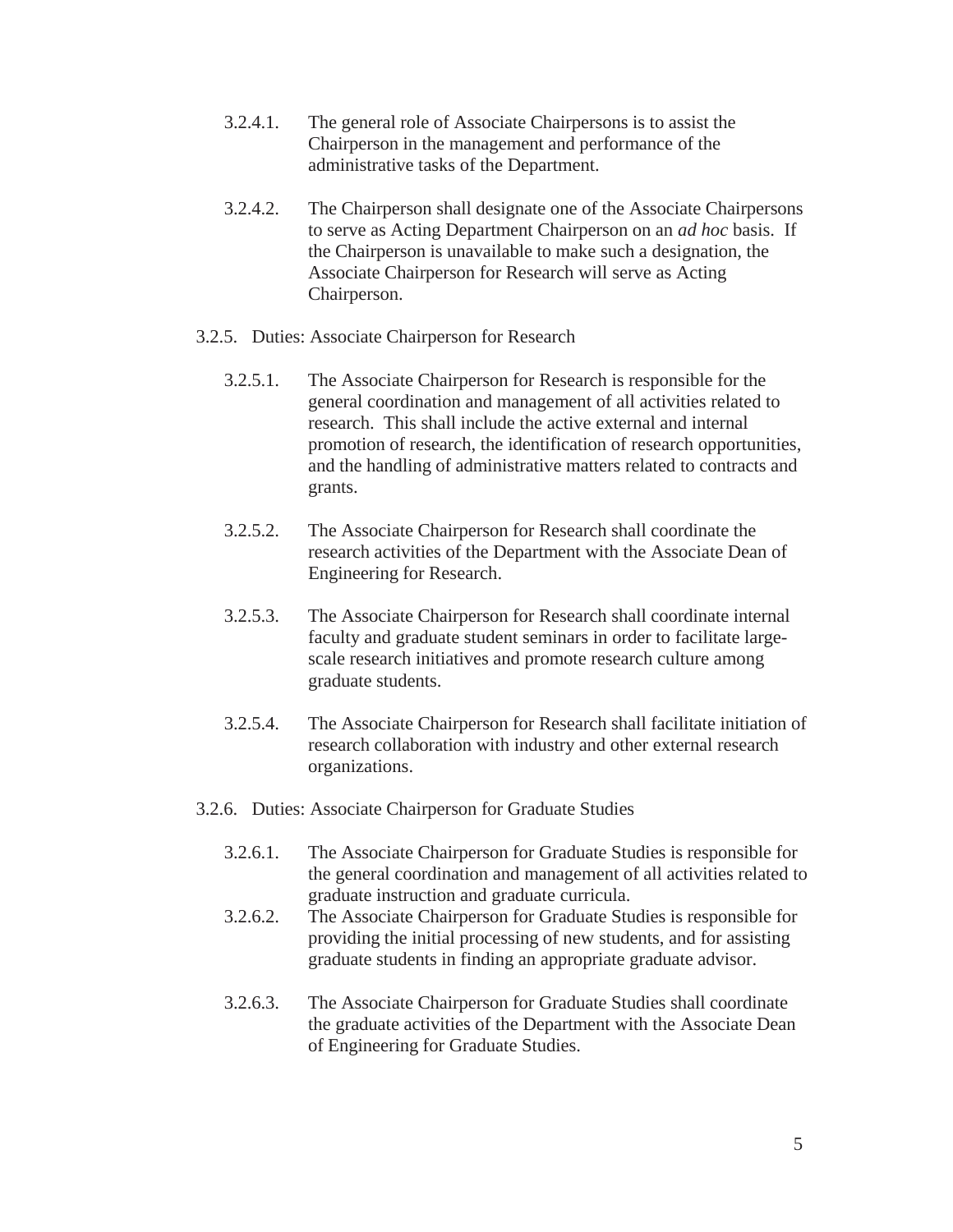3.2.4.1. The general role of Associate Chairpersons is to assist the Chairperson in the management and performance of the administrative tasks of the Department.

3.2.4.2. The Chairperson shall designate one of the Associate Chairpersons to serve as Acting Department Chairperson on an *ad hoc* basis. If the Chairperson is unavailable to make such a designation, the Associate Chairperson for Research will serve as Acting Chairperson.

3.2.5. Duties: Associate Chairperson for Research

3.2.5.1. The Associate Chairperson for Research is responsible for the general coordination and management of all activities related to research. This shall include the active external and internal promotion of research, the identification of research opportunities, and the handling of administrative matters related to contracts and grants.

3.2.5.2. The Associate Chairperson for Research shall coordinate the research activities of the Department with the Associate Dean of Engineering for Research.

3.2.5.3. The Associate Chairperson for Research shall coordinate internal faculty and graduate student seminars in order to facilitate large-scale research initiatives and promote research culture among graduate students.

3.2.5.4. The Associate Chairperson for Research shall facilitate initiation of research collaboration with industry and other external research organizations.

3.2.6. Duties: Associate Chairperson for Graduate Studies

3.2.6.1. The Associate Chairperson for Graduate Studies is responsible for the general coordination and management of all activities related to graduate instruction and graduate curricula.

3.2.6.2. The Associate Chairperson for Graduate Studies is responsible for providing the initial processing of new students, and for assisting graduate students in finding an appropriate graduate advisor.

3.2.6.3. The Associate Chairperson for Graduate Studies shall coordinate the graduate activities of the Department with the Associate Dean of Engineering for Graduate Studies.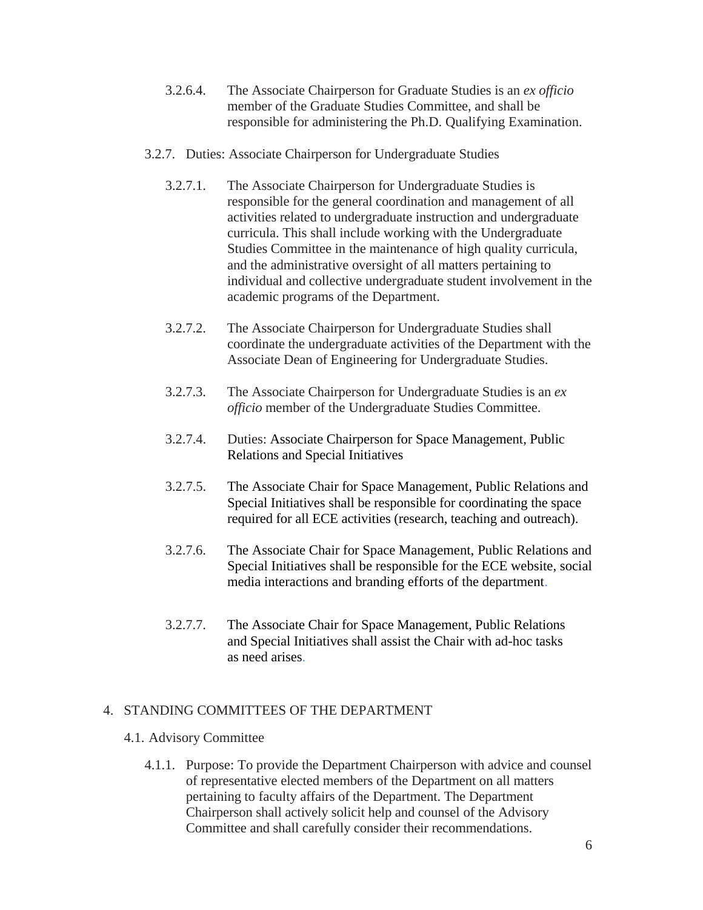3.2.6.4. The Associate Chairperson for Graduate Studies is an *ex officio* member of the Graduate Studies Committee, and shall be responsible for administering the Ph.D. Qualifying Examination.

3.2.7. Duties: Associate Chairperson for Undergraduate Studies

3.2.7.1. The Associate Chairperson for Undergraduate Studies is responsible for the general coordination and management of all activities related to undergraduate instruction and undergraduate curricula. This shall include working with the Undergraduate Studies Committee in the maintenance of high quality curricula, and the administrative oversight of all matters pertaining to individual and collective undergraduate student involvement in the academic programs of the Department.

3.2.7.2. The Associate Chairperson for Undergraduate Studies shall coordinate the undergraduate activities of the Department with the Associate Dean of Engineering for Undergraduate Studies.

3.2.7.3. The Associate Chairperson for Undergraduate Studies is an *ex officio* member of the Undergraduate Studies Committee.

3.2.7.4. Duties: Associate Chairperson for Space Management, Public Relations and Special Initiatives

3.2.7.5. The Associate Chair for Space Management, Public Relations and Special Initiatives shall be responsible for coordinating the space required for all ECE activities (research, teaching and outreach).

3.2.7.6. The Associate Chair for Space Management, Public Relations and Special Initiatives shall be responsible for the ECE website, social media interactions and branding efforts of the department.

3.2.7.7. The Associate Chair for Space Management, Public Relations and Special Initiatives shall assist the Chair with ad-hoc tasks as need arises.

# 4. STANDING COMMITTEES OF THE DEPARTMENT

## 4.1. Advisory Committee

4.1.1. Purpose: To provide the Department Chairperson with advice and counsel of representative elected members of the Department on all matters pertaining to faculty affairs of the Department. The Department Chairperson shall actively solicit help and counsel of the Advisory Committee and shall carefully consider their recommendations.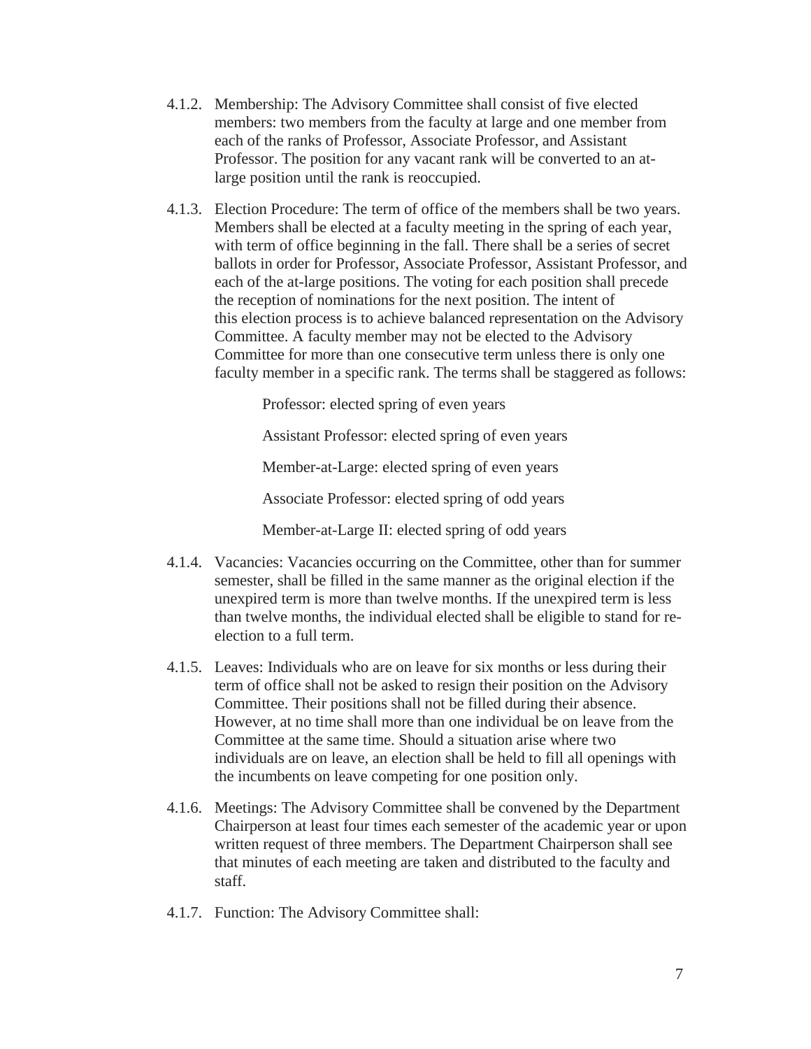4.1.2. Membership: The Advisory Committee shall consist of five elected members: two members from the faculty at large and one member from each of the ranks of Professor, Associate Professor, and Assistant Professor. The position for any vacant rank will be converted to an at-large position until the rank is reoccupied.

4.1.3. Election Procedure: The term of office of the members shall be two years. Members shall be elected at a faculty meeting in the spring of each year, with term of office beginning in the fall. There shall be a series of secret ballots in order for Professor, Associate Professor, Assistant Professor, and each of the at-large positions. The voting for each position shall precede the reception of nominations for the next position. The intent of this election process is to achieve balanced representation on the Advisory Committee. A faculty member may not be elected to the Advisory Committee for more than one consecutive term unless there is only one faculty member in a specific rank. The terms shall be staggered as follows:

Professor: elected spring of even years

Assistant Professor: elected spring of even years

Member-at-Large: elected spring of even years

Associate Professor: elected spring of odd years

Member-at-Large II: elected spring of odd years

4.1.4. Vacancies: Vacancies occurring on the Committee, other than for summer semester, shall be filled in the same manner as the original election if the unexpired term is more than twelve months. If the unexpired term is less than twelve months, the individual elected shall be eligible to stand for re-election to a full term.

4.1.5. Leaves: Individuals who are on leave for six months or less during their term of office shall not be asked to resign their position on the Advisory Committee. Their positions shall not be filled during their absence. However, at no time shall more than one individual be on leave from the Committee at the same time. Should a situation arise where two individuals are on leave, an election shall be held to fill all openings with the incumbents on leave competing for one position only.

4.1.6. Meetings: The Advisory Committee shall be convened by the Department Chairperson at least four times each semester of the academic year or upon written request of three members. The Department Chairperson shall see that minutes of each meeting are taken and distributed to the faculty and staff.

4.1.7. Function: The Advisory Committee shall: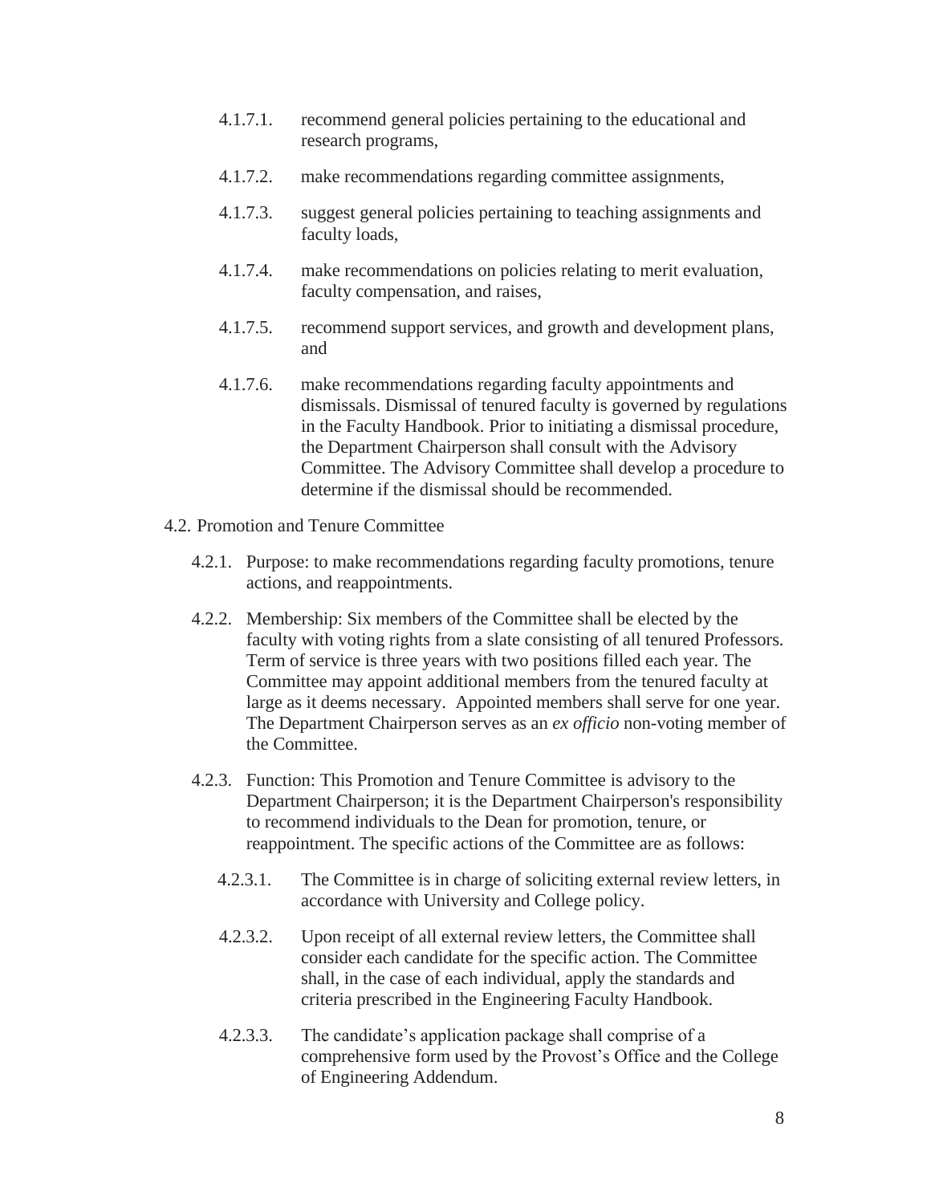4.1.7.1. recommend general policies pertaining to the educational and research programs,

4.1.7.2. make recommendations regarding committee assignments,

4.1.7.3. suggest general policies pertaining to teaching assignments and faculty loads,

4.1.7.4. make recommendations on policies relating to merit evaluation, faculty compensation, and raises,

4.1.7.5. recommend support services, and growth and development plans, and

4.1.7.6. make recommendations regarding faculty appointments and dismissals. Dismissal of tenured faculty is governed by regulations in the Faculty Handbook. Prior to initiating a dismissal procedure, the Department Chairperson shall consult with the Advisory Committee. The Advisory Committee shall develop a procedure to determine if the dismissal should be recommended.

4.2. Promotion and Tenure Committee

4.2.1. Purpose: to make recommendations regarding faculty promotions, tenure actions, and reappointments.

4.2.2. Membership: Six members of the Committee shall be elected by the faculty with voting rights from a slate consisting of all tenured Professors. Term of service is three years with two positions filled each year. The Committee may appoint additional members from the tenured faculty at large as it deems necessary. Appointed members shall serve for one year. The Department Chairperson serves as an *ex officio* non-voting member of the Committee.

4.2.3. Function: This Promotion and Tenure Committee is advisory to the Department Chairperson; it is the Department Chairperson's responsibility to recommend individuals to the Dean for promotion, tenure, or reappointment. The specific actions of the Committee are as follows:

4.2.3.1. The Committee is in charge of soliciting external review letters, in accordance with University and College policy.

4.2.3.2. Upon receipt of all external review letters, the Committee shall consider each candidate for the specific action. The Committee shall, in the case of each individual, apply the standards and criteria prescribed in the Engineering Faculty Handbook.

4.2.3.3. The candidate's application package shall comprise of a comprehensive form used by the Provost's Office and the College of Engineering Addendum.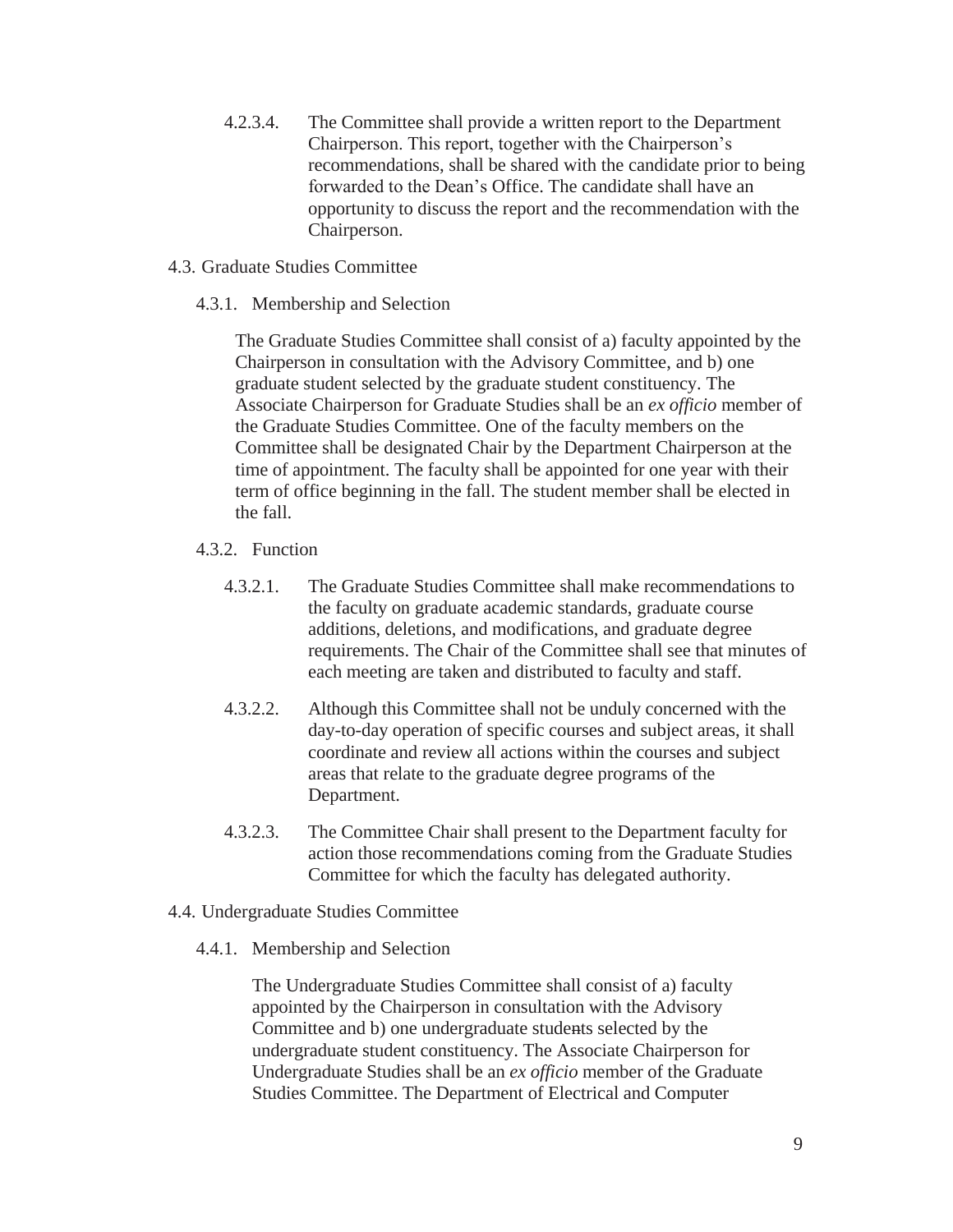4.2.3.4. The Committee shall provide a written report to the Department Chairperson. This report, together with the Chairperson's recommendations, shall be shared with the candidate prior to being forwarded to the Dean's Office. The candidate shall have an opportunity to discuss the report and the recommendation with the Chairperson.

4.3. Graduate Studies Committee

4.3.1. Membership and Selection

The Graduate Studies Committee shall consist of a) faculty appointed by the Chairperson in consultation with the Advisory Committee, and b) one graduate student selected by the graduate student constituency. The Associate Chairperson for Graduate Studies shall be an *ex officio* member of the Graduate Studies Committee. One of the faculty members on the Committee shall be designated Chair by the Department Chairperson at the time of appointment. The faculty shall be appointed for one year with their term of office beginning in the fall. The student member shall be elected in the fall.

4.3.2. Function

4.3.2.1. The Graduate Studies Committee shall make recommendations to the faculty on graduate academic standards, graduate course additions, deletions, and modifications, and graduate degree requirements. The Chair of the Committee shall see that minutes of each meeting are taken and distributed to faculty and staff.

4.3.2.2. Although this Committee shall not be unduly concerned with the day-to-day operation of specific courses and subject areas, it shall coordinate and review all actions within the courses and subject areas that relate to the graduate degree programs of the Department.

4.3.2.3. The Committee Chair shall present to the Department faculty for action those recommendations coming from the Graduate Studies Committee for which the faculty has delegated authority.

4.4. Undergraduate Studies Committee

4.4.1. Membership and Selection

The Undergraduate Studies Committee shall consist of a) faculty appointed by the Chairperson in consultation with the Advisory Committee and b) one undergraduate students selected by the undergraduate student constituency. The Associate Chairperson for Undergraduate Studies shall be an *ex officio* member of the Graduate Studies Committee. The Department of Electrical and Computer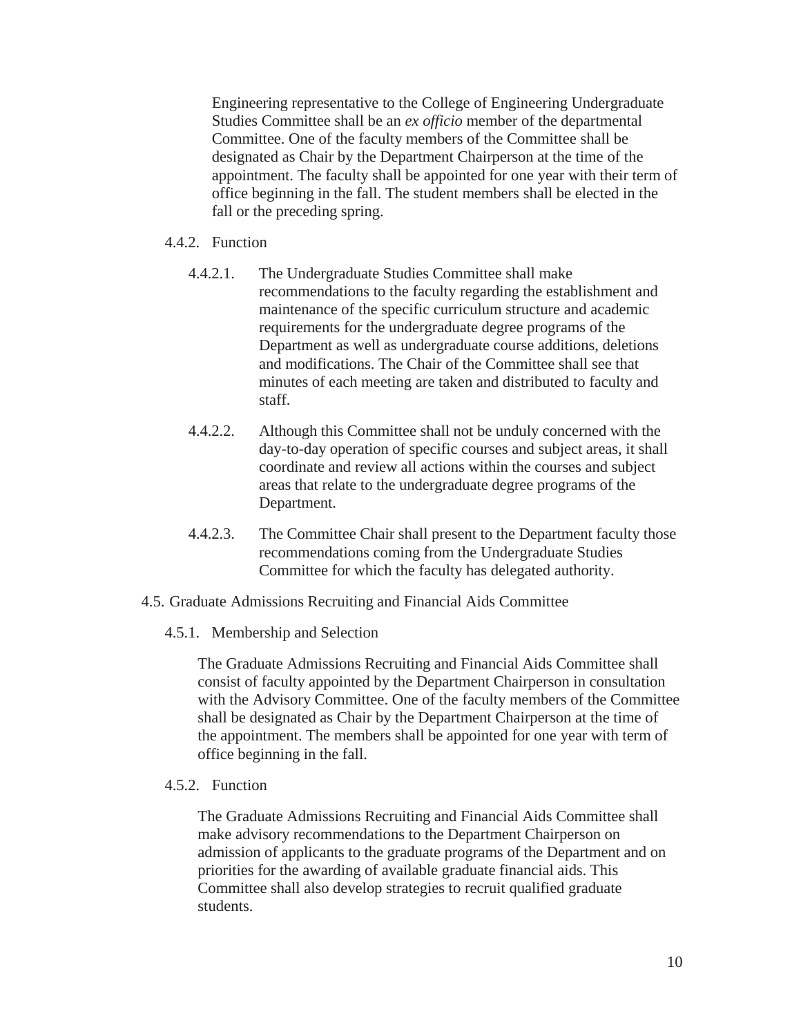Engineering representative to the College of Engineering Undergraduate Studies Committee shall be an *ex officio* member of the departmental Committee. One of the faculty members of the Committee shall be designated as Chair by the Department Chairperson at the time of the appointment. The faculty shall be appointed for one year with their term of office beginning in the fall. The student members shall be elected in the fall or the preceding spring.

4.4.2. Function

4.4.2.1. The Undergraduate Studies Committee shall make recommendations to the faculty regarding the establishment and maintenance of the specific curriculum structure and academic requirements for the undergraduate degree programs of the Department as well as undergraduate course additions, deletions and modifications. The Chair of the Committee shall see that minutes of each meeting are taken and distributed to faculty and staff.

4.4.2.2. Although this Committee shall not be unduly concerned with the day-to-day operation of specific courses and subject areas, it shall coordinate and review all actions within the courses and subject areas that relate to the undergraduate degree programs of the Department.

4.4.2.3. The Committee Chair shall present to the Department faculty those recommendations coming from the Undergraduate Studies Committee for which the faculty has delegated authority.

4.5. Graduate Admissions Recruiting and Financial Aids Committee

4.5.1. Membership and Selection

The Graduate Admissions Recruiting and Financial Aids Committee shall consist of faculty appointed by the Department Chairperson in consultation with the Advisory Committee. One of the faculty members of the Committee shall be designated as Chair by the Department Chairperson at the time of the appointment. The members shall be appointed for one year with term of office beginning in the fall.

4.5.2. Function

The Graduate Admissions Recruiting and Financial Aids Committee shall make advisory recommendations to the Department Chairperson on admission of applicants to the graduate programs of the Department and on priorities for the awarding of available graduate financial aids. This Committee shall also develop strategies to recruit qualified graduate students.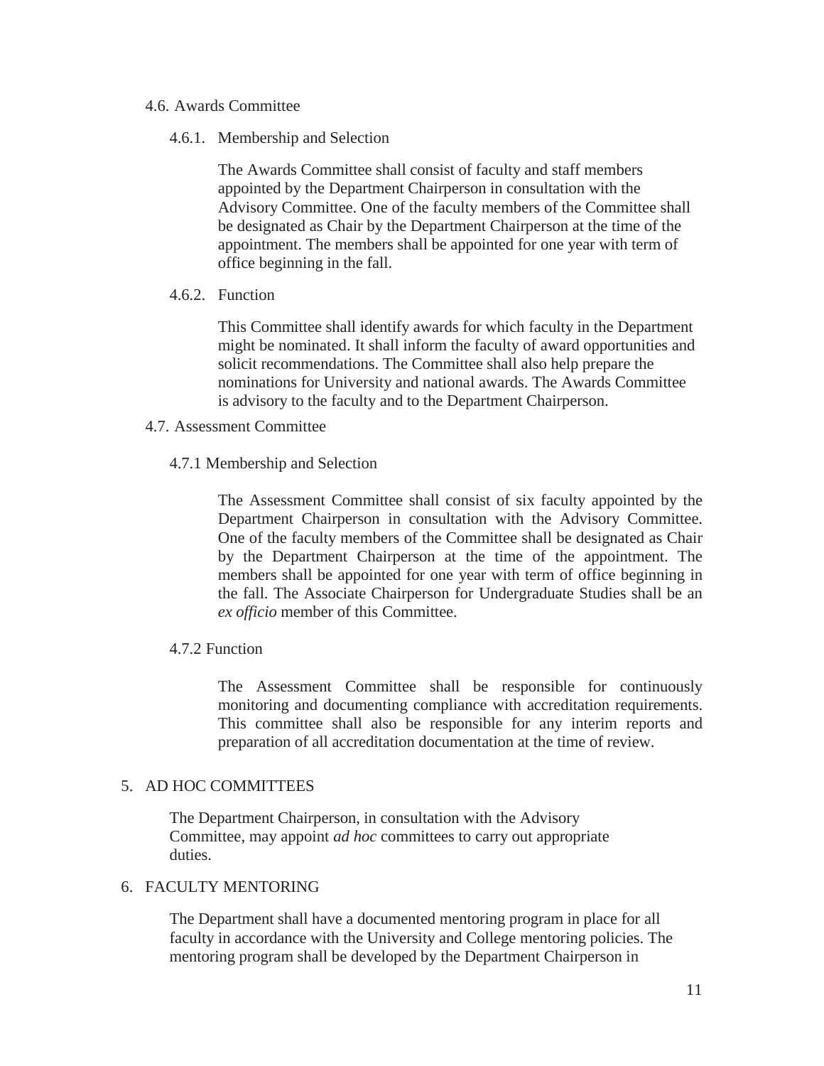### 4.6. Awards Committee

#### 4.6.1. Membership and Selection

The Awards Committee shall consist of faculty and staff members appointed by the Department Chairperson in consultation with the Advisory Committee. One of the faculty members of the Committee shall be designated as Chair by the Department Chairperson at the time of the appointment. The members shall be appointed for one year with term of office beginning in the fall.

#### 4.6.2. Function

This Committee shall identify awards for which faculty in the Department might be nominated. It shall inform the faculty of award opportunities and solicit recommendations. The Committee shall also help prepare the nominations for University and national awards. The Awards Committee is advisory to the faculty and to the Department Chairperson.

### 4.7. Assessment Committee

#### 4.7.1 Membership and Selection

The Assessment Committee shall consist of six faculty appointed by the Department Chairperson in consultation with the Advisory Committee. One of the faculty members of the Committee shall be designated as Chair by the Department Chairperson at the time of the appointment. The members shall be appointed for one year with term of office beginning in the fall. The Associate Chairperson for Undergraduate Studies shall be an *ex officio* member of this Committee.

#### 4.7.2 Function

The Assessment Committee shall be responsible for continuously monitoring and documenting compliance with accreditation requirements. This committee shall also be responsible for any interim reports and preparation of all accreditation documentation at the time of review.

## 5. AD HOC COMMITTEES

The Department Chairperson, in consultation with the Advisory Committee, may appoint *ad hoc* committees to carry out appropriate duties.

## 6. FACULTY MENTORING

The Department shall have a documented mentoring program in place for all faculty in accordance with the University and College mentoring policies. The mentoring program shall be developed by the Department Chairperson in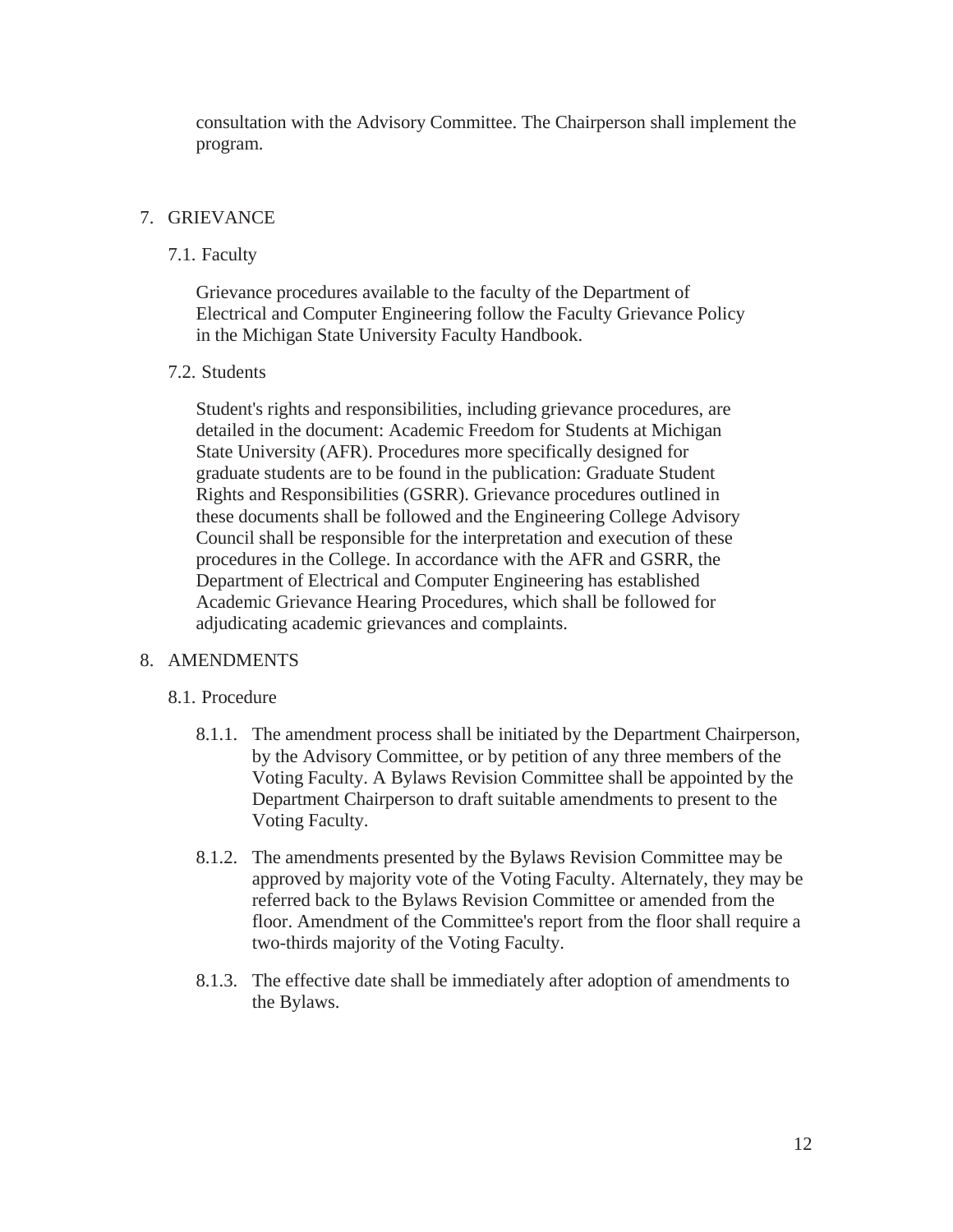consultation with the Advisory Committee. The Chairperson shall implement the program.

## 7. GRIEVANCE

### 7.1. Faculty

Grievance procedures available to the faculty of the Department of Electrical and Computer Engineering follow the Faculty Grievance Policy in the Michigan State University Faculty Handbook.

### 7.2. Students

Student's rights and responsibilities, including grievance procedures, are detailed in the document: Academic Freedom for Students at Michigan State University (AFR). Procedures more specifically designed for graduate students are to be found in the publication: Graduate Student Rights and Responsibilities (GSRR). Grievance procedures outlined in these documents shall be followed and the Engineering College Advisory Council shall be responsible for the interpretation and execution of these procedures in the College. In accordance with the AFR and GSRR, the Department of Electrical and Computer Engineering has established Academic Grievance Hearing Procedures, which shall be followed for adjudicating academic grievances and complaints.

## 8. AMENDMENTS

### 8.1. Procedure

8.1.1. The amendment process shall be initiated by the Department Chairperson, by the Advisory Committee, or by petition of any three members of the Voting Faculty. A Bylaws Revision Committee shall be appointed by the Department Chairperson to draft suitable amendments to present to the Voting Faculty.

8.1.2. The amendments presented by the Bylaws Revision Committee may be approved by majority vote of the Voting Faculty. Alternately, they may be referred back to the Bylaws Revision Committee or amended from the floor. Amendment of the Committee's report from the floor shall require a two-thirds majority of the Voting Faculty.

8.1.3. The effective date shall be immediately after adoption of amendments to the Bylaws.